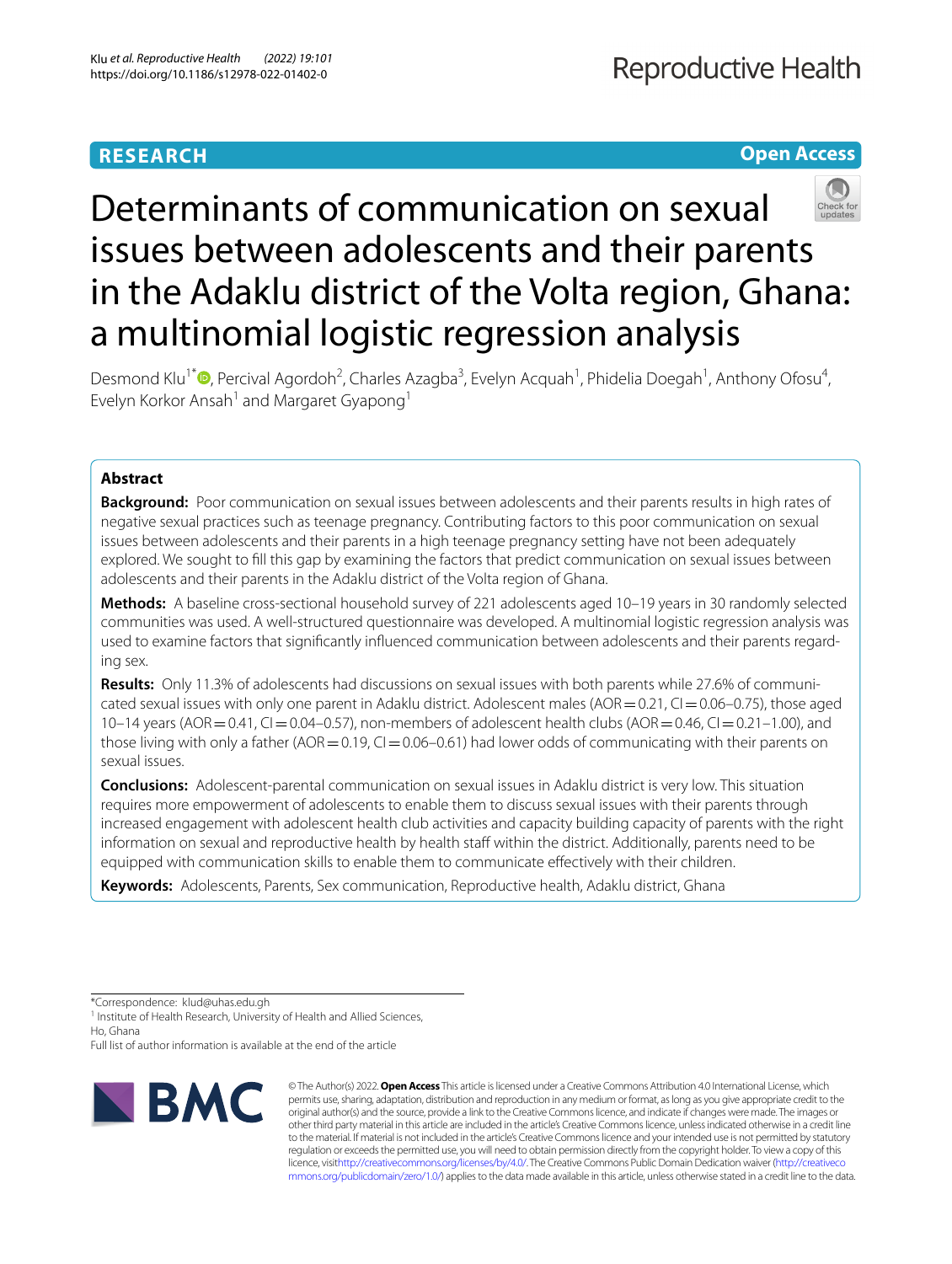**RESEARCH** **Open Access**

# Determinants of communication on sexual issues between adolescents and their parents in the Adaklu district of the Volta region, Ghana: a multinomial logistic regression analysis

Desmond Klu[1*], Percival Agordoh[2], Charles Azagba[3], Evelyn Acquah[1], Phidelia Doegah[1], Anthony Ofosu[4], Evelyn Korkor Ansah[1] and Margaret Gyapong[1]

## Abstract

**Background:** Poor communication on sexual issues between adolescents and their parents results in high rates of negative sexual practices such as teenage pregnancy. Contributing factors to this poor communication on sexual issues between adolescents and their parents in a high teenage pregnancy setting have not been adequately explored. We sought to fill this gap by examining the factors that predict communication on sexual issues between adolescents and their parents in the Adaklu district of the Volta region of Ghana.

**Methods:** A baseline cross-sectional household survey of 221 adolescents aged 10–19 years in 30 randomly selected communities was used. A well-structured questionnaire was developed. A multinomial logistic regression analysis was used to examine factors that significantly influenced communication between adolescents and their parents regarding sex.

**Results:** Only 11.3% of adolescents had discussions on sexual issues with both parents while 27.6% of communicated sexual issues with only one parent in Adaklu district. Adolescent males (AOR = 0.21, CI = 0.06–0.75), those aged 10–14 years (AOR = 0.41, CI = 0.04–0.57), non-members of adolescent health clubs (AOR = 0.46, CI = 0.21–1.00), and those living with only a father (AOR = 0.19, CI = 0.06–0.61) had lower odds of communicating with their parents on sexual issues.

**Conclusions:** Adolescent-parental communication on sexual issues in Adaklu district is very low. This situation requires more empowerment of adolescents to enable them to discuss sexual issues with their parents through increased engagement with adolescent health club activities and capacity building capacity of parents with the right information on sexual and reproductive health by health staff within the district. Additionally, parents need to be equipped with communication skills to enable them to communicate effectively with their children.

**Keywords:** Adolescents, Parents, Sex communication, Reproductive health, Adaklu district, Ghana

*Correspondence: klud@uhas.edu.gh
[1] Institute of Health Research, University of Health and Allied Sciences, Ho, Ghana
Full list of author information is available at the end of the article

© The Author(s) 2022. **Open Access** This article is licensed under a Creative Commons Attribution 4.0 International License, which permits use, sharing, adaptation, distribution and reproduction in any medium or format, as long as you give appropriate credit to the original author(s) and the source, provide a link to the Creative Commons licence, and indicate if changes were made. The images or other third party material in this article are included in the article's Creative Commons licence, unless indicated otherwise in a credit line to the material. If material is not included in the article's Creative Commons licence and your intended use is not permitted by statutory regulation or exceeds the permitted use, you will need to obtain permission directly from the copyright holder. To view a copy of this licence, visit http://creativecommons.org/licenses/by/4.0/. The Creative Commons Public Domain Dedication waiver (http://creativecommons.org/publicdomain/zero/1.0/) applies to the data made available in this article, unless otherwise stated in a credit line to the data.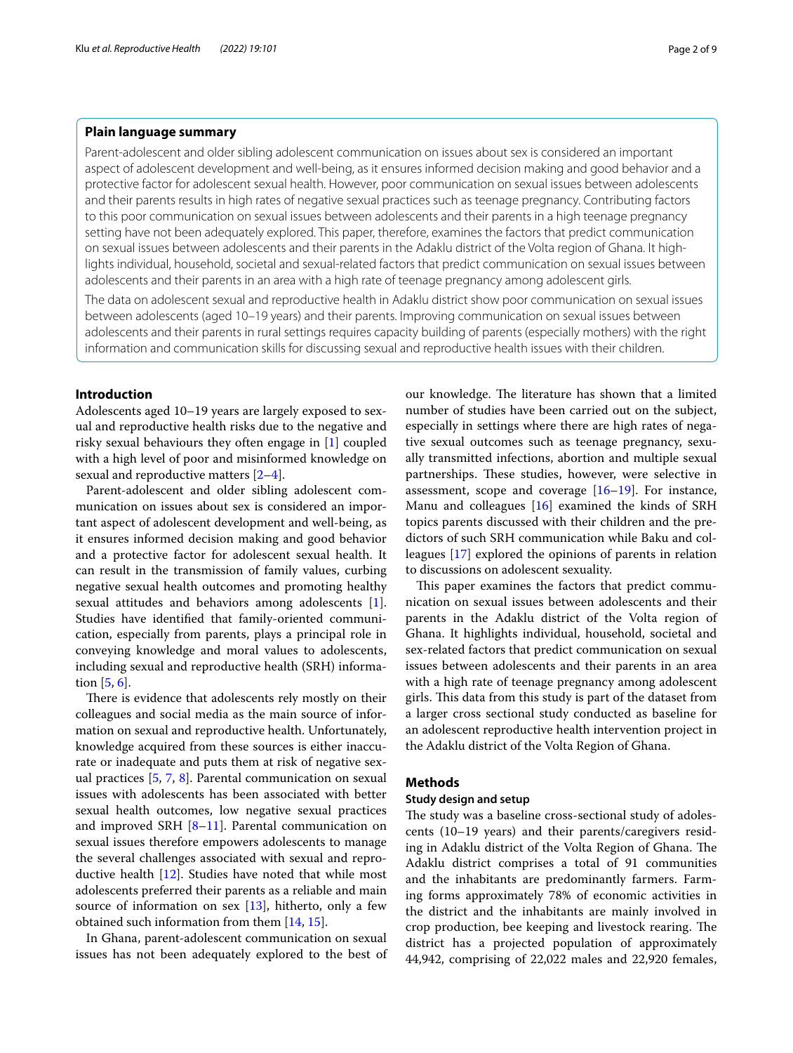## Plain language summary

Parent-adolescent and older sibling adolescent communication on issues about sex is considered an important aspect of adolescent development and well-being, as it ensures informed decision making and good behavior and a protective factor for adolescent sexual health. However, poor communication on sexual issues between adolescents and their parents results in high rates of negative sexual practices such as teenage pregnancy. Contributing factors to this poor communication on sexual issues between adolescents and their parents in a high teenage pregnancy setting have not been adequately explored. This paper, therefore, examines the factors that predict communication on sexual issues between adolescents and their parents in the Adaklu district of the Volta region of Ghana. It highlights individual, household, societal and sexual-related factors that predict communication on sexual issues between adolescents and their parents in an area with a high rate of teenage pregnancy among adolescent girls.

The data on adolescent sexual and reproductive health in Adaklu district show poor communication on sexual issues between adolescents (aged 10–19 years) and their parents. Improving communication on sexual issues between adolescents and their parents in rural settings requires capacity building of parents (especially mothers) with the right information and communication skills for discussing sexual and reproductive health issues with their children.

## Introduction

Adolescents aged 10–19 years are largely exposed to sexual and reproductive health risks due to the negative and risky sexual behaviours they often engage in [1] coupled with a high level of poor and misinformed knowledge on sexual and reproductive matters [2–4].

Parent-adolescent and older sibling adolescent communication on issues about sex is considered an important aspect of adolescent development and well-being, as it ensures informed decision making and good behavior and a protective factor for adolescent sexual health. It can result in the transmission of family values, curbing negative sexual health outcomes and promoting healthy sexual attitudes and behaviors among adolescents [1]. Studies have identified that family-oriented communication, especially from parents, plays a principal role in conveying knowledge and moral values to adolescents, including sexual and reproductive health (SRH) information [5, 6].

There is evidence that adolescents rely mostly on their colleagues and social media as the main source of information on sexual and reproductive health. Unfortunately, knowledge acquired from these sources is either inaccurate or inadequate and puts them at risk of negative sexual practices [5, 7, 8]. Parental communication on sexual issues with adolescents has been associated with better sexual health outcomes, low negative sexual practices and improved SRH [8–11]. Parental communication on sexual issues therefore empowers adolescents to manage the several challenges associated with sexual and reproductive health [12]. Studies have noted that while most adolescents preferred their parents as a reliable and main source of information on sex [13], hitherto, only a few obtained such information from them [14, 15].

In Ghana, parent-adolescent communication on sexual issues has not been adequately explored to the best of our knowledge. The literature has shown that a limited number of studies have been carried out on the subject, especially in settings where there are high rates of negative sexual outcomes such as teenage pregnancy, sexually transmitted infections, abortion and multiple sexual partnerships. These studies, however, were selective in assessment, scope and coverage [16–19]. For instance, Manu and colleagues [16] examined the kinds of SRH topics parents discussed with their children and the predictors of such SRH communication while Baku and colleagues [17] explored the opinions of parents in relation to discussions on adolescent sexuality.

This paper examines the factors that predict communication on sexual issues between adolescents and their parents in the Adaklu district of the Volta region of Ghana. It highlights individual, household, societal and sex-related factors that predict communication on sexual issues between adolescents and their parents in an area with a high rate of teenage pregnancy among adolescent girls. This data from this study is part of the dataset from a larger cross sectional study conducted as baseline for an adolescent reproductive health intervention project in the Adaklu district of the Volta Region of Ghana.

## Methods

### Study design and setup

The study was a baseline cross-sectional study of adolescents (10–19 years) and their parents/caregivers residing in Adaklu district of the Volta Region of Ghana. The Adaklu district comprises a total of 91 communities and the inhabitants are predominantly farmers. Farming forms approximately 78% of economic activities in the district and the inhabitants are mainly involved in crop production, bee keeping and livestock rearing. The district has a projected population of approximately 44,942, comprising of 22,022 males and 22,920 females,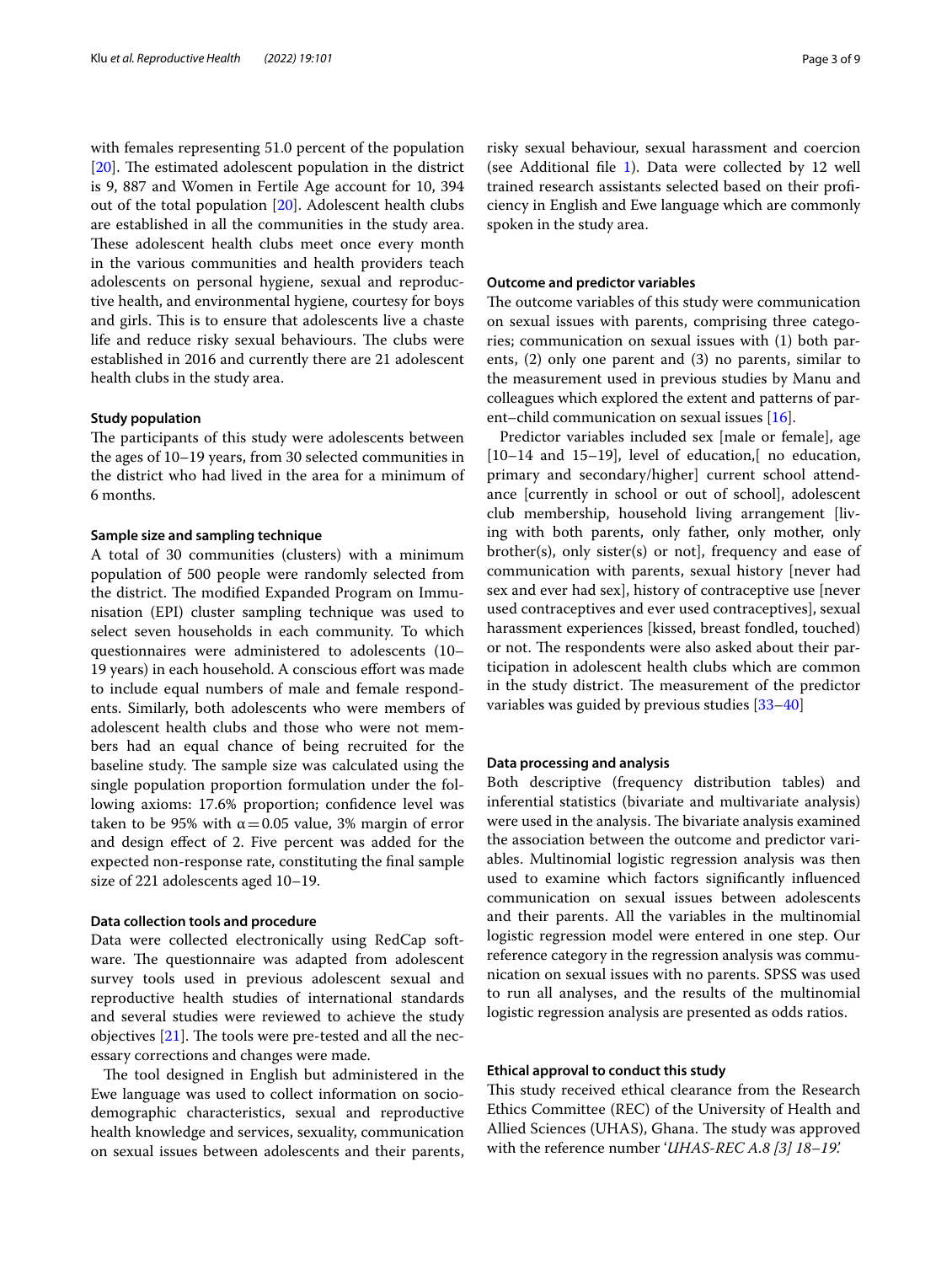with females representing 51.0 percent of the population [20]. The estimated adolescent population in the district is 9, 887 and Women in Fertile Age account for 10, 394 out of the total population [20]. Adolescent health clubs are established in all the communities in the study area. These adolescent health clubs meet once every month in the various communities and health providers teach adolescents on personal hygiene, sexual and reproductive health, and environmental hygiene, courtesy for boys and girls. This is to ensure that adolescents live a chaste life and reduce risky sexual behaviours. The clubs were established in 2016 and currently there are 21 adolescent health clubs in the study area.

### Study population

The participants of this study were adolescents between the ages of 10–19 years, from 30 selected communities in the district who had lived in the area for a minimum of 6 months.

### Sample size and sampling technique

A total of 30 communities (clusters) with a minimum population of 500 people were randomly selected from the district. The modified Expanded Program on Immunisation (EPI) cluster sampling technique was used to select seven households in each community. To which questionnaires were administered to adolescents (10–19 years) in each household. A conscious effort was made to include equal numbers of male and female respondents. Similarly, both adolescents who were members of adolescent health clubs and those who were not members had an equal chance of being recruited for the baseline study. The sample size was calculated using the single population proportion formulation under the following axioms: 17.6% proportion; confidence level was taken to be 95% with $\alpha = 0.05$ value, 3% margin of error and design effect of 2. Five percent was added for the expected non-response rate, constituting the final sample size of 221 adolescents aged 10–19.

### Data collection tools and procedure

Data were collected electronically using RedCap software. The questionnaire was adapted from adolescent survey tools used in previous adolescent sexual and reproductive health studies of international standards and several studies were reviewed to achieve the study objectives [21]. The tools were pre-tested and all the necessary corrections and changes were made.

The tool designed in English but administered in the Ewe language was used to collect information on sociodemographic characteristics, sexual and reproductive health knowledge and services, sexuality, communication on sexual issues between adolescents and their parents, risky sexual behaviour, sexual harassment and coercion (see Additional file 1). Data were collected by 12 well trained research assistants selected based on their proficiency in English and Ewe language which are commonly spoken in the study area.

### Outcome and predictor variables

The outcome variables of this study were communication on sexual issues with parents, comprising three categories; communication on sexual issues with (1) both parents, (2) only one parent and (3) no parents, similar to the measurement used in previous studies by Manu and colleagues which explored the extent and patterns of parent–child communication on sexual issues [16].

Predictor variables included sex [male or female], age [10–14 and 15–19], level of education,[ no education, primary and secondary/higher] current school attendance [currently in school or out of school], adolescent club membership, household living arrangement [living with both parents, only father, only mother, only brother(s), only sister(s) or not], frequency and ease of communication with parents, sexual history [never had sex and ever had sex], history of contraceptive use [never used contraceptives and ever used contraceptives], sexual harassment experiences [kissed, breast fondled, touched) or not. The respondents were also asked about their participation in adolescent health clubs which are common in the study district. The measurement of the predictor variables was guided by previous studies [33–40]

### Data processing and analysis

Both descriptive (frequency distribution tables) and inferential statistics (bivariate and multivariate analysis) were used in the analysis. The bivariate analysis examined the association between the outcome and predictor variables. Multinomial logistic regression analysis was then used to examine which factors significantly influenced communication on sexual issues between adolescents and their parents. All the variables in the multinomial logistic regression model were entered in one step. Our reference category in the regression analysis was communication on sexual issues with no parents. SPSS was used to run all analyses, and the results of the multinomial logistic regression analysis are presented as odds ratios.

### Ethical approval to conduct this study

This study received ethical clearance from the Research Ethics Committee (REC) of the University of Health and Allied Sciences (UHAS), Ghana. The study was approved with the reference number '*UHAS-REC A.8 [3] 18–19*.'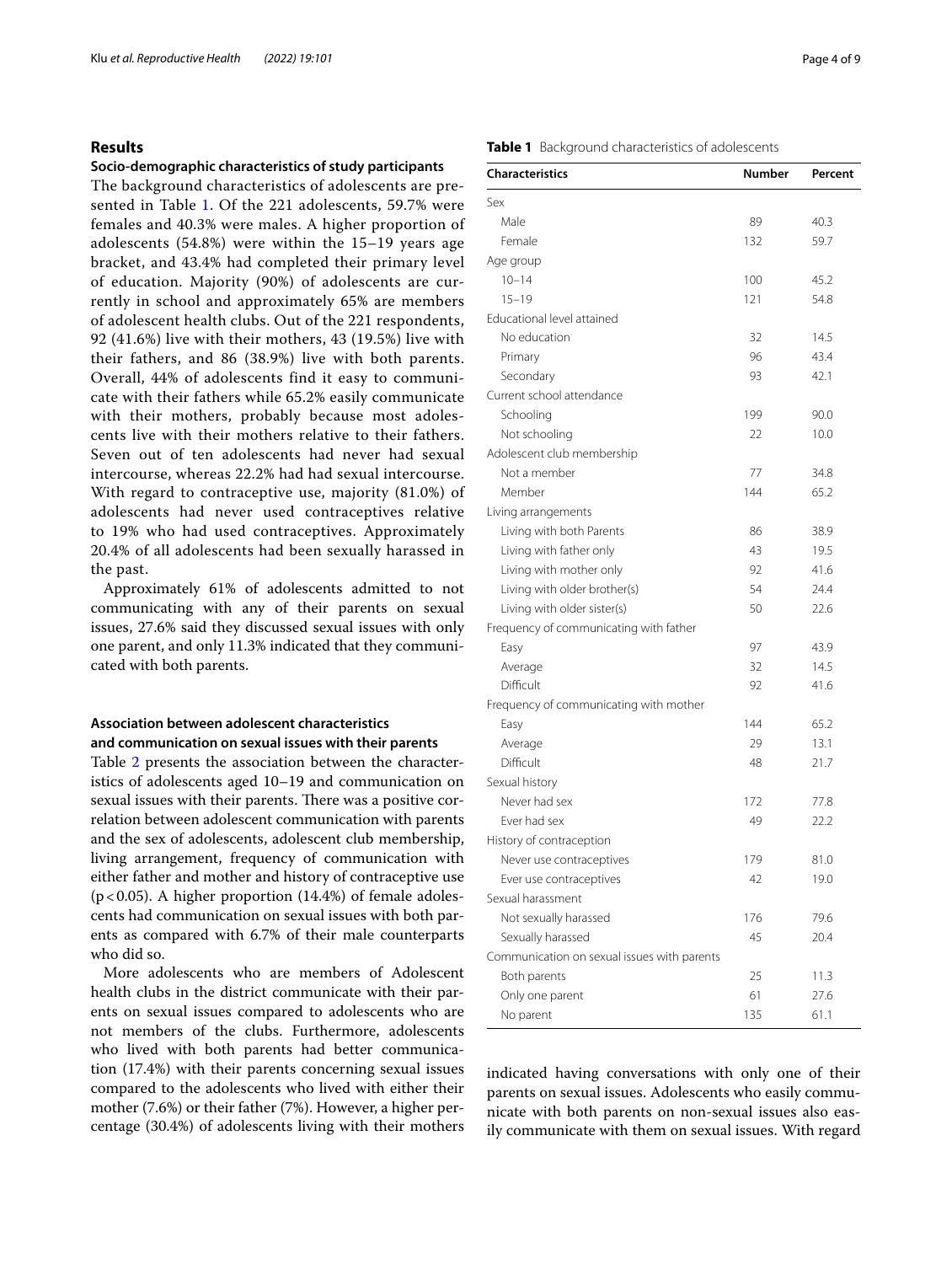## Results

### Socio-demographic characteristics of study participants

The background characteristics of adolescents are presented in Table 1. Of the 221 adolescents, 59.7% were females and 40.3% were males. A higher proportion of adolescents (54.8%) were within the 15–19 years age bracket, and 43.4% had completed their primary level of education. Majority (90%) of adolescents are currently in school and approximately 65% are members of adolescent health clubs. Out of the 221 respondents, 92 (41.6%) live with their mothers, 43 (19.5%) live with their fathers, and 86 (38.9%) live with both parents. Overall, 44% of adolescents find it easy to communicate with their fathers while 65.2% easily communicate with their mothers, probably because most adolescents live with their mothers relative to their fathers. Seven out of ten adolescents had never had sexual intercourse, whereas 22.2% had had sexual intercourse. With regard to contraceptive use, majority (81.0%) of adolescents had never used contraceptives relative to 19% who had used contraceptives. Approximately 20.4% of all adolescents had been sexually harassed in the past.

Approximately 61% of adolescents admitted to not communicating with any of their parents on sexual issues, 27.6% said they discussed sexual issues with only one parent, and only 11.3% indicated that they communicated with both parents.

**Table 1** Background characteristics of adolescents

| Characteristics | Number | Percent |
|---|---|---|
| Sex | | |
| Male | 89 | 40.3 |
| Female | 132 | 59.7 |
| Age group | | |
| 10–14 | 100 | 45.2 |
| 15–19 | 121 | 54.8 |
| Educational level attained | | |
| No education | 32 | 14.5 |
| Primary | 96 | 43.4 |
| Secondary | 93 | 42.1 |
| Current school attendance | | |
| Schooling | 199 | 90.0 |
| Not schooling | 22 | 10.0 |
| Adolescent club membership | | |
| Not a member | 77 | 34.8 |
| Member | 144 | 65.2 |
| Living arrangements | | |
| Living with both Parents | 86 | 38.9 |
| Living with father only | 43 | 19.5 |
| Living with mother only | 92 | 41.6 |
| Living with older brother(s) | 54 | 24.4 |
| Living with older sister(s) | 50 | 22.6 |
| Frequency of communicating with father | | |
| Easy | 97 | 43.9 |
| Average | 32 | 14.5 |
| Difficult | 92 | 41.6 |
| Frequency of communicating with mother | | |
| Easy | 144 | 65.2 |
| Average | 29 | 13.1 |
| Difficult | 48 | 21.7 |
| Sexual history | | |
| Never had sex | 172 | 77.8 |
| Ever had sex | 49 | 22.2 |
| History of contraception | | |
| Never use contraceptives | 179 | 81.0 |
| Ever use contraceptives | 42 | 19.0 |
| Sexual harassment | | |
| Not sexually harassed | 176 | 79.6 |
| Sexually harassed | 45 | 20.4 |
| Communication on sexual issues with parents | | |
| Both parents | 25 | 11.3 |
| Only one parent | 61 | 27.6 |
| No parent | 135 | 61.1 |

### Association between adolescent characteristics and communication on sexual issues with their parents

Table 2 presents the association between the characteristics of adolescents aged 10–19 and communication on sexual issues with their parents. There was a positive correlation between adolescent communication with parents and the sex of adolescents, adolescent club membership, living arrangement, frequency of communication with either father and mother and history of contraceptive use ($p < 0.05$). A higher proportion (14.4%) of female adolescents had communication on sexual issues with both parents as compared with 6.7% of their male counterparts who did so.

More adolescents who are members of Adolescent health clubs in the district communicate with their parents on sexual issues compared to adolescents who are not members of the clubs. Furthermore, adolescents who lived with both parents had better communication (17.4%) with their parents concerning sexual issues compared to the adolescents who lived with either their mother (7.6%) or their father (7%). However, a higher percentage (30.4%) of adolescents living with their mothers indicated having conversations with only one of their parents on sexual issues. Adolescents who easily communicate with both parents on non-sexual issues also easily communicate with them on sexual issues. With regard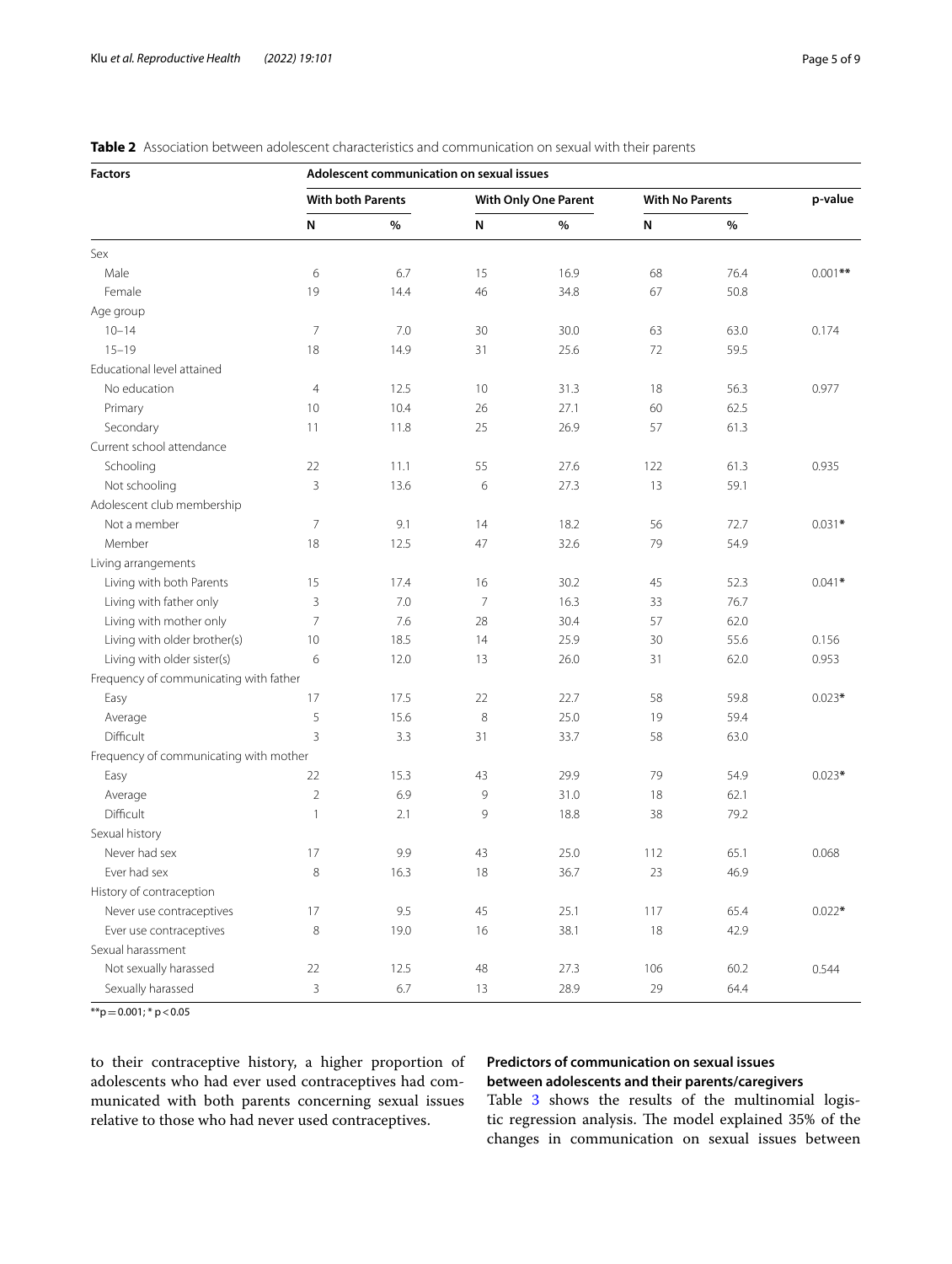**Table 2** Association between adolescent characteristics and communication on sexual with their parents

| Factors | Adolescent communication on sexual issues | | | | | | |
|---|---|---|---|---|---|---|---|
| | With both Parents | | With Only One Parent | | With No Parents | | p-value |
| | N | % | N | % | N | % | |
| Sex | | | | | | | |
| Male | 6 | 6.7 | 15 | 16.9 | 68 | 76.4 | 0.001** |
| Female | 19 | 14.4 | 46 | 34.8 | 67 | 50.8 | |
| Age group | | | | | | | |
| 10–14 | 7 | 7.0 | 30 | 30.0 | 63 | 63.0 | 0.174 |
| 15–19 | 18 | 14.9 | 31 | 25.6 | 72 | 59.5 | |
| Educational level attained | | | | | | | |
| No education | 4 | 12.5 | 10 | 31.3 | 18 | 56.3 | 0.977 |
| Primary | 10 | 10.4 | 26 | 27.1 | 60 | 62.5 | |
| Secondary | 11 | 11.8 | 25 | 26.9 | 57 | 61.3 | |
| Current school attendance | | | | | | | |
| Schooling | 22 | 11.1 | 55 | 27.6 | 122 | 61.3 | 0.935 |
| Not schooling | 3 | 13.6 | 6 | 27.3 | 13 | 59.1 | |
| Adolescent club membership | | | | | | | |
| Not a member | 7 | 9.1 | 14 | 18.2 | 56 | 72.7 | 0.031* |
| Member | 18 | 12.5 | 47 | 32.6 | 79 | 54.9 | |
| Living arrangements | | | | | | | |
| Living with both Parents | 15 | 17.4 | 16 | 30.2 | 45 | 52.3 | 0.041* |
| Living with father only | 3 | 7.0 | 7 | 16.3 | 33 | 76.7 | |
| Living with mother only | 7 | 7.6 | 28 | 30.4 | 57 | 62.0 | |
| Living with older brother(s) | 10 | 18.5 | 14 | 25.9 | 30 | 55.6 | 0.156 |
| Living with older sister(s) | 6 | 12.0 | 13 | 26.0 | 31 | 62.0 | 0.953 |
| Frequency of communicating with father | | | | | | | |
| Easy | 17 | 17.5 | 22 | 22.7 | 58 | 59.8 | 0.023* |
| Average | 5 | 15.6 | 8 | 25.0 | 19 | 59.4 | |
| Difficult | 3 | 3.3 | 31 | 33.7 | 58 | 63.0 | |
| Frequency of communicating with mother | | | | | | | |
| Easy | 22 | 15.3 | 43 | 29.9 | 79 | 54.9 | 0.023* |
| Average | 2 | 6.9 | 9 | 31.0 | 18 | 62.1 | |
| Difficult | 1 | 2.1 | 9 | 18.8 | 38 | 79.2 | |
| Sexual history | | | | | | | |
| Never had sex | 17 | 9.9 | 43 | 25.0 | 112 | 65.1 | 0.068 |
| Ever had sex | 8 | 16.3 | 18 | 36.7 | 23 | 46.9 | |
| History of contraception | | | | | | | |
| Never use contraceptives | 17 | 9.5 | 45 | 25.1 | 117 | 65.4 | 0.022* |
| Ever use contraceptives | 8 | 19.0 | 16 | 38.1 | 18 | 42.9 | |
| Sexual harassment | | | | | | | |
| Not sexually harassed | 22 | 12.5 | 48 | 27.3 | 106 | 60.2 | 0.544 |
| Sexually harassed | 3 | 6.7 | 13 | 28.9 | 29 | 64.4 | |

**p = 0.001; * p < 0.05

to their contraceptive history, a higher proportion of adolescents who had ever used contraceptives had communicated with both parents concerning sexual issues relative to those who had never used contraceptives.

### Predictors of communication on sexual issues between adolescents and their parents/caregivers

Table 3 shows the results of the multinomial logistic regression analysis. The model explained 35% of the changes in communication on sexual issues between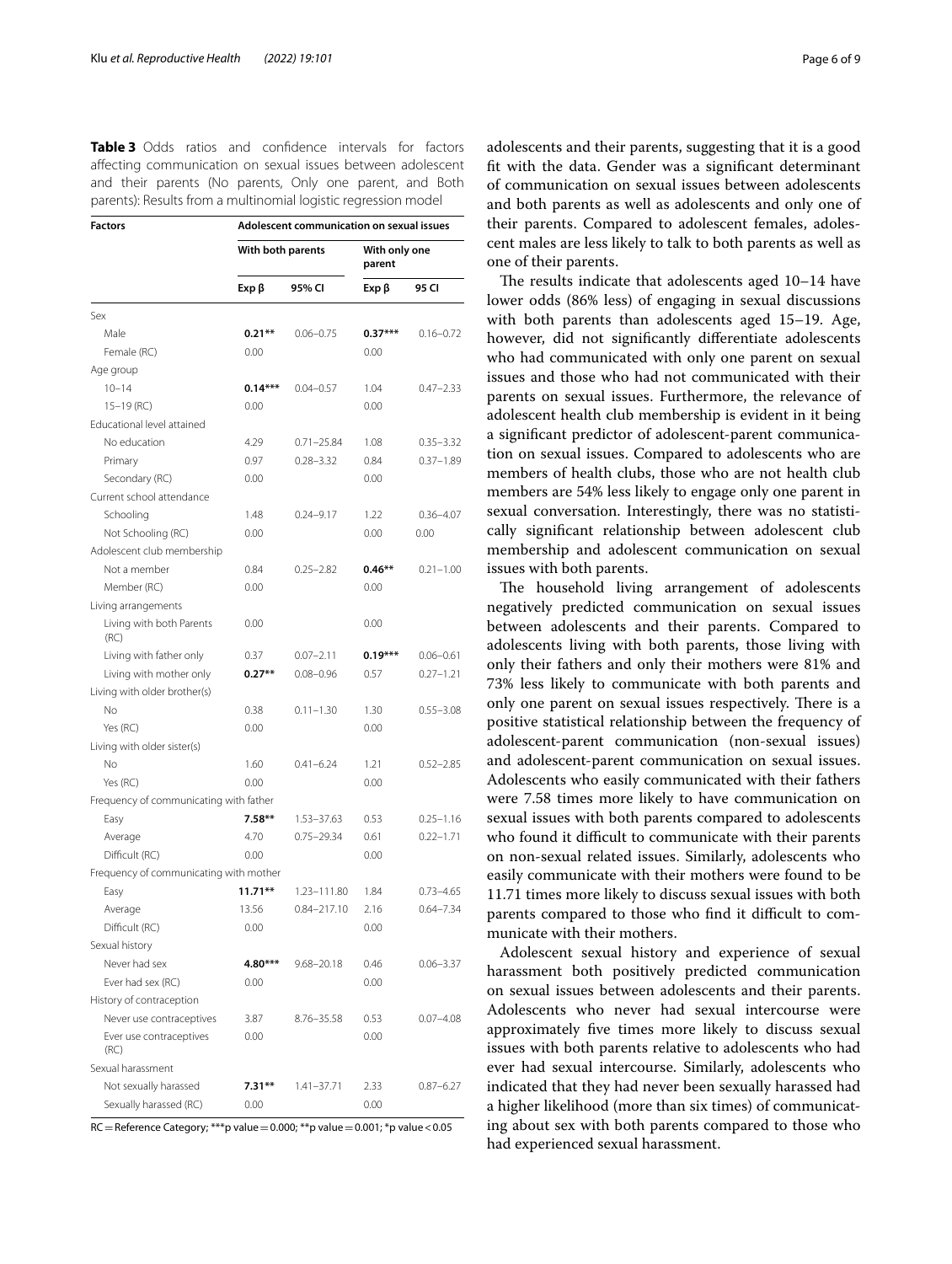**Table 3** Odds ratios and confidence intervals for factors affecting communication on sexual issues between adolescent and their parents (No parents, Only one parent, and Both parents): Results from a multinomial logistic regression model

| Factors | Adolescent communication on sexual issues | | | |
|---|---|---|---|---|
| | With both parents | | With only one parent | |
| | Exp β | 95% CI | Exp β | 95 CI |
| Sex | | | | |
| Male | **0.21**** | 0.06–0.75 | **0.37***** | 0.16–0.72 |
| Female (RC) | 0.00 | | 0.00 | |
| Age group | | | | |
| 10–14 | **0.14***** | 0.04–0.57 | 1.04 | 0.47–2.33 |
| 15–19 (RC) | 0.00 | | 0.00 | |
| Educational level attained | | | | |
| No education | 4.29 | 0.71–25.84 | 1.08 | 0.35–3.32 |
| Primary | 0.97 | 0.28–3.32 | 0.84 | 0.37–1.89 |
| Secondary (RC) | 0.00 | | 0.00 | |
| Current school attendance | | | | |
| Schooling | 1.48 | 0.24–9.17 | 1.22 | 0.36–4.07 |
| Not Schooling (RC) | 0.00 | | 0.00 | 0.00 |
| Adolescent club membership | | | | |
| Not a member | 0.84 | 0.25–2.82 | **0.46**** | 0.21–1.00 |
| Member (RC) | 0.00 | | 0.00 | |
| Living arrangements | | | | |
| Living with both Parents (RC) | 0.00 | | 0.00 | |
| Living with father only | 0.37 | 0.07–2.11 | **0.19***** | 0.06–0.61 |
| Living with mother only | **0.27**** | 0.08–0.96 | 0.57 | 0.27–1.21 |
| Living with older brother(s) | | | | |
| No | 0.38 | 0.11–1.30 | 1.30 | 0.55–3.08 |
| Yes (RC) | 0.00 | | 0.00 | |
| Living with older sister(s) | | | | |
| No | 1.60 | 0.41–6.24 | 1.21 | 0.52–2.85 |
| Yes (RC) | 0.00 | | 0.00 | |
| Frequency of communicating with father | | | | |
| Easy | **7.58**** | 1.53–37.63 | 0.53 | 0.25–1.16 |
| Average | 4.70 | 0.75–29.34 | 0.61 | 0.22–1.71 |
| Difficult (RC) | 0.00 | | 0.00 | |
| Frequency of communicating with mother | | | | |
| Easy | **11.71**** | 1.23–111.80 | 1.84 | 0.73–4.65 |
| Average | 13.56 | 0.84–217.10 | 2.16 | 0.64–7.34 |
| Difficult (RC) | 0.00 | | 0.00 | |
| Sexual history | | | | |
| Never had sex | **4.80***** | 9.68–20.18 | 0.46 | 0.06–3.37 |
| Ever had sex (RC) | 0.00 | | 0.00 | |
| History of contraception | | | | |
| Never use contraceptives | 3.87 | 8.76–35.58 | 0.53 | 0.07–4.08 |
| Ever use contraceptives (RC) | 0.00 | | 0.00 | |
| Sexual harassment | | | | |
| Not sexually harassed | **7.31**** | 1.41–37.71 | 2.33 | 0.87–6.27 |
| Sexually harassed (RC) | 0.00 | | 0.00 | |

RC = Reference Category; ***p value = 0.000; **p value = 0.001; *p value < 0.05

adolescents and their parents, suggesting that it is a good fit with the data. Gender was a significant determinant of communication on sexual issues between adolescents and both parents as well as adolescents and only one of their parents. Compared to adolescent females, adolescent males are less likely to talk to both parents as well as one of their parents.

The results indicate that adolescents aged 10–14 have lower odds (86% less) of engaging in sexual discussions with both parents than adolescents aged 15–19. Age, however, did not significantly differentiate adolescents who had communicated with only one parent on sexual issues and those who had not communicated with their parents on sexual issues. Furthermore, the relevance of adolescent health club membership is evident in it being a significant predictor of adolescent-parent communication on sexual issues. Compared to adolescents who are members of health clubs, those who are not health club members are 54% less likely to engage only one parent in sexual conversation. Interestingly, there was no statistically significant relationship between adolescent club membership and adolescent communication on sexual issues with both parents.

The household living arrangement of adolescents negatively predicted communication on sexual issues between adolescents and their parents. Compared to adolescents living with both parents, those living with only their fathers and only their mothers were 81% and 73% less likely to communicate with both parents and only one parent on sexual issues respectively. There is a positive statistical relationship between the frequency of adolescent-parent communication (non-sexual issues) and adolescent-parent communication on sexual issues. Adolescents who easily communicated with their fathers were 7.58 times more likely to have communication on sexual issues with both parents compared to adolescents who found it difficult to communicate with their parents on non-sexual related issues. Similarly, adolescents who easily communicate with their mothers were found to be 11.71 times more likely to discuss sexual issues with both parents compared to those who find it difficult to communicate with their mothers.

Adolescent sexual history and experience of sexual harassment both positively predicted communication on sexual issues between adolescents and their parents. Adolescents who never had sexual intercourse were approximately five times more likely to discuss sexual issues with both parents relative to adolescents who had ever had sexual intercourse. Similarly, adolescents who indicated that they had never been sexually harassed had a higher likelihood (more than six times) of communicating about sex with both parents compared to those who had experienced sexual harassment.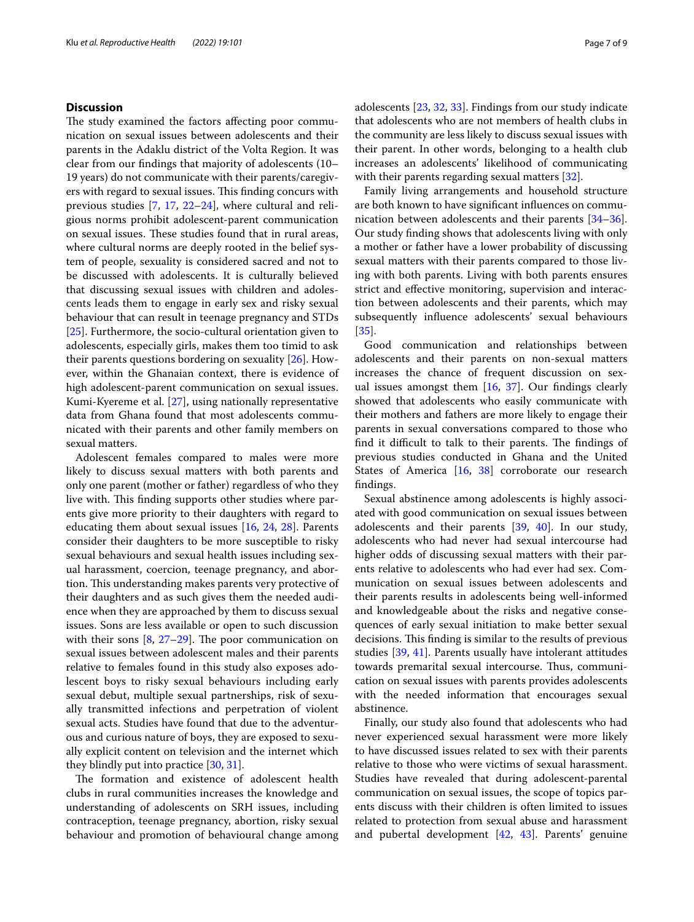## Discussion

The study examined the factors affecting poor communication on sexual issues between adolescents and their parents in the Adaklu district of the Volta Region. It was clear from our findings that majority of adolescents (10–19 years) do not communicate with their parents/caregivers with regard to sexual issues. This finding concurs with previous studies [7, 17, 22–24], where cultural and religious norms prohibit adolescent-parent communication on sexual issues. These studies found that in rural areas, where cultural norms are deeply rooted in the belief system of people, sexuality is considered sacred and not to be discussed with adolescents. It is culturally believed that discussing sexual issues with children and adolescents leads them to engage in early sex and risky sexual behaviour that can result in teenage pregnancy and STDs [25]. Furthermore, the socio-cultural orientation given to adolescents, especially girls, makes them too timid to ask their parents questions bordering on sexuality [26]. However, within the Ghanaian context, there is evidence of high adolescent-parent communication on sexual issues. Kumi-Kyereme et al. [27], using nationally representative data from Ghana found that most adolescents communicated with their parents and other family members on sexual matters.

Adolescent females compared to males were more likely to discuss sexual matters with both parents and only one parent (mother or father) regardless of who they live with. This finding supports other studies where parents give more priority to their daughters with regard to educating them about sexual issues [16, 24, 28]. Parents consider their daughters to be more susceptible to risky sexual behaviours and sexual health issues including sexual harassment, coercion, teenage pregnancy, and abortion. This understanding makes parents very protective of their daughters and as such gives them the needed audience when they are approached by them to discuss sexual issues. Sons are less available or open to such discussion with their sons [8, 27–29]. The poor communication on sexual issues between adolescent males and their parents relative to females found in this study also exposes adolescent boys to risky sexual behaviours including early sexual debut, multiple sexual partnerships, risk of sexually transmitted infections and perpetration of violent sexual acts. Studies have found that due to the adventurous and curious nature of boys, they are exposed to sexually explicit content on television and the internet which they blindly put into practice [30, 31].

The formation and existence of adolescent health clubs in rural communities increases the knowledge and understanding of adolescents on SRH issues, including contraception, teenage pregnancy, abortion, risky sexual behaviour and promotion of behavioural change among adolescents [23, 32, 33]. Findings from our study indicate that adolescents who are not members of health clubs in the community are less likely to discuss sexual issues with their parent. In other words, belonging to a health club increases an adolescents' likelihood of communicating with their parents regarding sexual matters [32].

Family living arrangements and household structure are both known to have significant influences on communication between adolescents and their parents [34–36]. Our study finding shows that adolescents living with only a mother or father have a lower probability of discussing sexual matters with their parents compared to those living with both parents. Living with both parents ensures strict and effective monitoring, supervision and interaction between adolescents and their parents, which may subsequently influence adolescents' sexual behaviours [35].

Good communication and relationships between adolescents and their parents on non-sexual matters increases the chance of frequent discussion on sexual issues amongst them [16, 37]. Our findings clearly showed that adolescents who easily communicate with their mothers and fathers are more likely to engage their parents in sexual conversations compared to those who find it difficult to talk to their parents. The findings of previous studies conducted in Ghana and the United States of America [16, 38] corroborate our research findings.

Sexual abstinence among adolescents is highly associated with good communication on sexual issues between adolescents and their parents [39, 40]. In our study, adolescents who had never had sexual intercourse had higher odds of discussing sexual matters with their parents relative to adolescents who had ever had sex. Communication on sexual issues between adolescents and their parents results in adolescents being well-informed and knowledgeable about the risks and negative consequences of early sexual initiation to make better sexual decisions. This finding is similar to the results of previous studies [39, 41]. Parents usually have intolerant attitudes towards premarital sexual intercourse. Thus, communication on sexual issues with parents provides adolescents with the needed information that encourages sexual abstinence.

Finally, our study also found that adolescents who had never experienced sexual harassment were more likely to have discussed issues related to sex with their parents relative to those who were victims of sexual harassment. Studies have revealed that during adolescent-parental communication on sexual issues, the scope of topics parents discuss with their children is often limited to issues related to protection from sexual abuse and harassment and pubertal development [42, 43]. Parents' genuine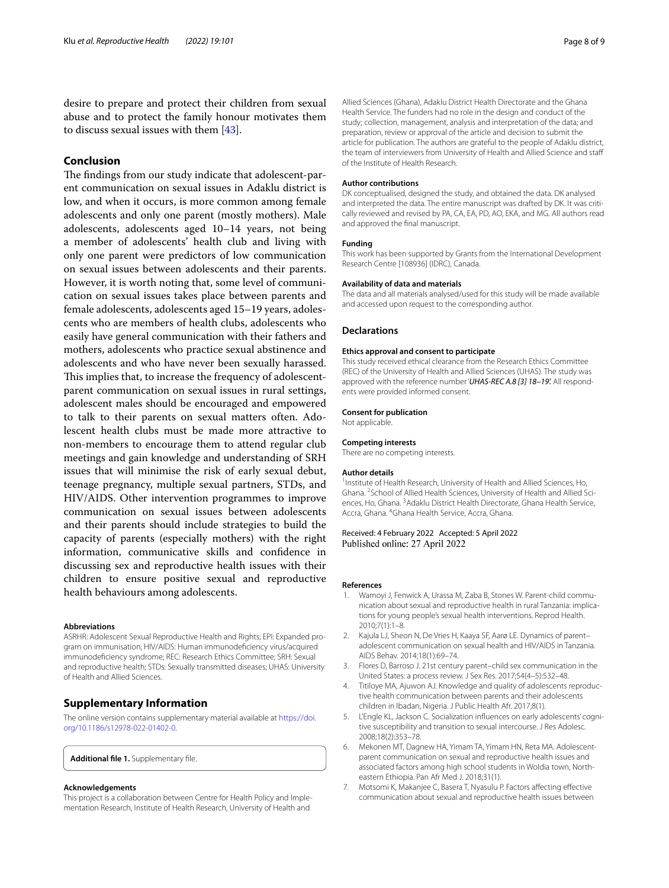desire to prepare and protect their children from sexual abuse and to protect the family honour motivates them to discuss sexual issues with them [43].

## Conclusion

The findings from our study indicate that adolescent-parent communication on sexual issues in Adaklu district is low, and when it occurs, is more common among female adolescents and only one parent (mostly mothers). Male adolescents, adolescents aged 10–14 years, not being a member of adolescents' health club and living with only one parent were predictors of low communication on sexual issues between adolescents and their parents. However, it is worth noting that, some level of communication on sexual issues takes place between parents and female adolescents, adolescents aged 15–19 years, adolescents who are members of health clubs, adolescents who easily have general communication with their fathers and mothers, adolescents who practice sexual abstinence and adolescents and who have never been sexually harassed. This implies that, to increase the frequency of adolescent-parent communication on sexual issues in rural settings, adolescent males should be encouraged and empowered to talk to their parents on sexual matters often. Adolescent health clubs must be made more attractive to non-members to encourage them to attend regular club meetings and gain knowledge and understanding of SRH issues that will minimise the risk of early sexual debut, teenage pregnancy, multiple sexual partners, STDs, and HIV/AIDS. Other intervention programmes to improve communication on sexual issues between adolescents and their parents should include strategies to build the capacity of parents (especially mothers) with the right information, communicative skills and confidence in discussing sex and reproductive health issues with their children to ensure positive sexual and reproductive health behaviours among adolescents.

#### Abbreviations

ASRHR: Adolescent Sexual Reproductive Health and Rights; EPI: Expanded program on immunisation; HIV/AIDS: Human immunodeficiency virus/acquired immunodeficiency syndrome; REC: Research Ethics Committee; SRH: Sexual and reproductive health; STDs: Sexually transmitted diseases; UHAS: University of Health and Allied Sciences.

## Supplementary Information

The online version contains supplementary material available at https://doi.org/10.1186/s12978-022-01402-0.

**Additional file 1.** Supplementary file.

#### Acknowledgements

This project is a collaboration between Centre for Health Policy and Implementation Research, Institute of Health Research, University of Health and Allied Sciences (Ghana), Adaklu District Health Directorate and the Ghana Health Service. The funders had no role in the design and conduct of the study; collection, management, analysis and interpretation of the data; and preparation, review or approval of the article and decision to submit the article for publication. The authors are grateful to the people of Adaklu district, the team of interviewers from University of Health and Allied Science and staff of the Institute of Health Research.

#### Author contributions

DK conceptualised, designed the study, and obtained the data. DK analysed and interpreted the data. The entire manuscript was drafted by DK. It was critically reviewed and revised by PA, CA, EA, PD, AO, EKA, and MG. All authors read and approved the final manuscript.

#### Funding

This work has been supported by Grants from the International Development Research Centre [108936] (IDRC), Canada.

#### Availability of data and materials

The data and all materials analysed/used for this study will be made available and accessed upon request to the corresponding author.

## Declarations

#### Ethics approval and consent to participate

This study received ethical clearance from the Research Ethics Committee (REC) of the University of Health and Allied Sciences (UHAS). The study was approved with the reference number '*UHAS-REC A.8 [3] 18–19*.' All respondents were provided informed consent.

#### Consent for publication

Not applicable.

#### Competing interests

There are no competing interests.

#### Author details

[1] Institute of Health Research, University of Health and Allied Sciences, Ho, Ghana. [2] School of Allied Health Sciences, University of Health and Allied Sciences, Ho, Ghana. [3] Adaklu District Health Directorate, Ghana Health Service, Accra, Ghana. [4] Ghana Health Service, Accra, Ghana.

Received: 4 February 2022 Accepted: 5 April 2022
Published online: 27 April 2022

#### References

1. Wamoyi J, Fenwick A, Urassa M, Zaba B, Stones W. Parent-child communication about sexual and reproductive health in rural Tanzania: implications for young people's sexual health interventions. Reprod Health. 2010;7(1):1–8.
2. Kajula LJ, Sheon N, De Vries H, Kaaya SF, Aarø LE. Dynamics of parent–adolescent communication on sexual health and HIV/AIDS in Tanzania. AIDS Behav. 2014;18(1):69–74.
3. Flores D, Barroso J. 21st century parent–child sex communication in the United States: a process review. J Sex Res. 2017;54(4–5):532–48.
4. Titiloye MA, Ajuwon AJ. Knowledge and quality of adolescents reproductive health communication between parents and their adolescents children in Ibadan, Nigeria. J Public Health Afr. 2017;8(1).
5. L'Engle KL, Jackson C. Socialization influences on early adolescents' cognitive susceptibility and transition to sexual intercourse. J Res Adolesc. 2008;18(2):353–78.
6. Mekonen MT, Dagnew HA, Yimam TA, Yimam HN, Reta MA. Adolescent-parent communication on sexual and reproductive health issues and associated factors among high school students in Woldia town, Northeastern Ethiopia. Pan Afr Med J. 2018;31(1).
7. Motsomi K, Makanjee C, Basera T, Nyasulu P. Factors affecting effective communication about sexual and reproductive health issues between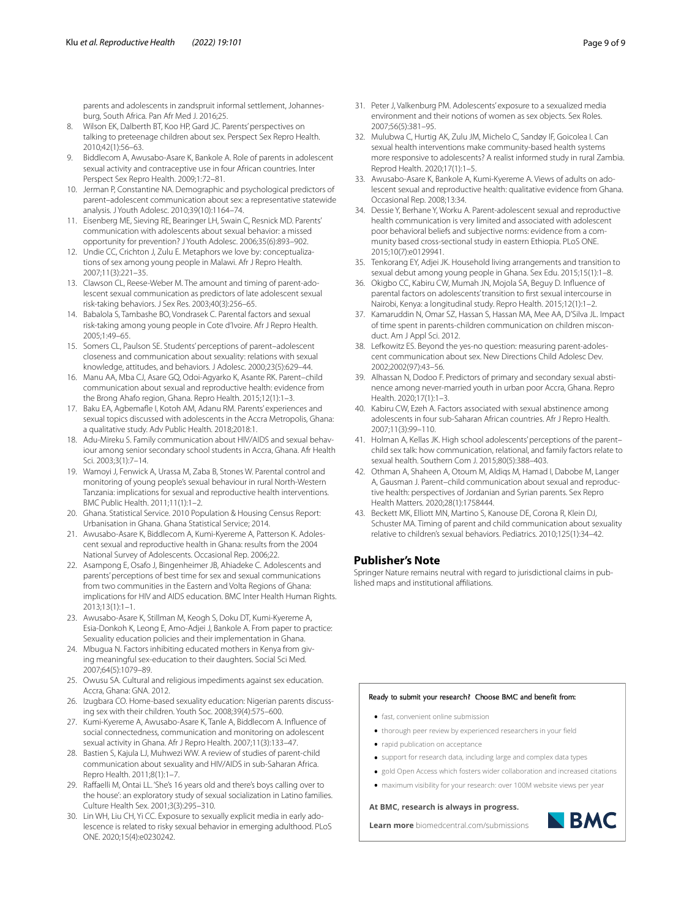parents and adolescents in zandspruit informal settlement, Johannesburg, South Africa. Pan Afr Med J. 2016;25.

8. Wilson EK, Dalberth BT, Koo HP, Gard JC. Parents' perspectives on talking to preteenage children about sex. Perspect Sex Repro Health. 2010;42(1):56–63.
9. Biddlecom A, Awusabo-Asare K, Bankole A. Role of parents in adolescent sexual activity and contraceptive use in four African countries. Inter Perspect Sex Repro Health. 2009;1:72–81.
10. Jerman P, Constantine NA. Demographic and psychological predictors of parent–adolescent communication about sex: a representative statewide analysis. J Youth Adolesc. 2010;39(10):1164–74.
11. Eisenberg ME, Sieving RE, Bearinger LH, Swain C, Resnick MD. Parents' communication with adolescents about sexual behavior: a missed opportunity for prevention? J Youth Adolesc. 2006;35(6):893–902.
12. Undie CC, Crichton J, Zulu E. Metaphors we love by: conceptualizations of sex among young people in Malawi. Afr J Repro Health. 2007;11(3):221–35.
13. Clawson CL, Reese-Weber M. The amount and timing of parent-adolescent sexual communication as predictors of late adolescent sexual risk-taking behaviors. J Sex Res. 2003;40(3):256–65.
14. Babalola S, Tambashe BO, Vondrasek C. Parental factors and sexual risk-taking among young people in Cote d'Ivoire. Afr J Repro Health. 2005;1:49–65.
15. Somers CL, Paulson SE. Students' perceptions of parent–adolescent closeness and communication about sexuality: relations with sexual knowledge, attitudes, and behaviors. J Adolesc. 2000;23(5):629–44.
16. Manu AA, Mba CJ, Asare GQ, Odoi-Agyarko K, Asante RK. Parent–child communication about sexual and reproductive health: evidence from the Brong Ahafo region, Ghana. Repro Health. 2015;12(1):1–3.
17. Baku EA, Agbemafle I, Kotoh AM, Adanu RM. Parents' experiences and sexual topics discussed with adolescents in the Accra Metropolis, Ghana: a qualitative study. Adv Public Health. 2018;2018:1.
18. Adu-Mireku S. Family communication about HIV/AIDS and sexual behaviour among senior secondary school students in Accra, Ghana. Afr Health Sci. 2003;3(1):7–14.
19. Wamoyi J, Fenwick A, Urassa M, Zaba B, Stones W. Parental control and monitoring of young people's sexual behaviour in rural North-Western Tanzania: implications for sexual and reproductive health interventions. BMC Public Health. 2011;11(1):1–2.
20. Ghana. Statistical Service. 2010 Population & Housing Census Report: Urbanisation in Ghana. Ghana Statistical Service; 2014.
21. Awusabo-Asare K, Biddlecom A, Kumi-Kyereme A, Patterson K. Adolescent sexual and reproductive health in Ghana: results from the 2004 National Survey of Adolescents. Occasional Rep. 2006;22.
22. Asampong E, Osafo J, Bingenheimer JB, Ahiadeke C. Adolescents and parents' perceptions of best time for sex and sexual communications from two communities in the Eastern and Volta Regions of Ghana: implications for HIV and AIDS education. BMC Inter Health Human Rights. 2013;13(1):1–1.
23. Awusabo-Asare K, Stillman M, Keogh S, Doku DT, Kumi-Kyereme A, Esia-Donkoh K, Leong E, Amo-Adjei J, Bankole A. From paper to practice: Sexuality education policies and their implementation in Ghana.
24. Mbugua N. Factors inhibiting educated mothers in Kenya from giving meaningful sex-education to their daughters. Social Sci Med. 2007;64(5):1079–89.
25. Owusu SA. Cultural and religious impediments against sex education. Accra, Ghana: GNA. 2012.
26. Izugbara CO. Home-based sexuality education: Nigerian parents discussing sex with their children. Youth Soc. 2008;39(4):575–600.
27. Kumi-Kyereme A, Awusabo-Asare K, Tanle A, Biddlecom A. Influence of social connectedness, communication and monitoring on adolescent sexual activity in Ghana. Afr J Repro Health. 2007;11(3):133–47.
28. Bastien S, Kajula LJ, Muhwezi WW. A review of studies of parent-child communication about sexuality and HIV/AIDS in sub-Saharan Africa. Repro Health. 2011;8(1):1–7.
29. Raffaelli M, Ontai LL. 'She's 16 years old and there's boys calling over to the house': an exploratory study of sexual socialization in Latino families. Culture Health Sex. 2001;3(3):295–310.
30. Lin WH, Liu CH, Yi CC. Exposure to sexually explicit media in early adolescence is related to risky sexual behavior in emerging adulthood. PLoS ONE. 2020;15(4):e0230242.
31. Peter J, Valkenburg PM. Adolescents' exposure to a sexualized media environment and their notions of women as sex objects. Sex Roles. 2007;56(5):381–95.
32. Mulubwa C, Hurtig AK, Zulu JM, Michelo C, Sandøy IF, Goicolea I. Can sexual health interventions make community-based health systems more responsive to adolescents? A realist informed study in rural Zambia. Reprod Health. 2020;17(1):1–5.
33. Awusabo-Asare K, Bankole A, Kumi-Kyereme A. Views of adults on adolescent sexual and reproductive health: qualitative evidence from Ghana. Occasional Rep. 2008;13:34.
34. Dessie Y, Berhane Y, Worku A. Parent-adolescent sexual and reproductive health communication is very limited and associated with adolescent poor behavioral beliefs and subjective norms: evidence from a community based cross-sectional study in eastern Ethiopia. PLoS ONE. 2015;10(7):e0129941.
35. Tenkorang EY, Adjei JK. Household living arrangements and transition to sexual debut among young people in Ghana. Sex Edu. 2015;15(1):1–8.
36. Okigbo CC, Kabiru CW, Mumah JN, Mojola SA, Beguy D. Influence of parental factors on adolescents' transition to first sexual intercourse in Nairobi, Kenya: a longitudinal study. Repro Health. 2015;12(1):1–2.
37. Kamaruddin N, Omar SZ, Hassan S, Hassan MA, Mee AA, D'Silva JL. Impact of time spent in parents-children communication on children misconduct. Am J Appl Sci. 2012.
38. Lefkowitz ES. Beyond the yes-no question: measuring parent-adolescent communication about sex. New Directions Child Adolesc Dev. 2002;2002(97):43–56.
39. Alhassan N, Dodoo F. Predictors of primary and secondary sexual abstinence among never-married youth in urban poor Accra, Ghana. Repro Health. 2020;17(1):1–3.
40. Kabiru CW, Ezeh A. Factors associated with sexual abstinence among adolescents in four sub-Saharan African countries. Afr J Repro Health. 2007;11(3):99–110.
41. Holman A, Kellas JK. High school adolescents' perceptions of the parent–child sex talk: how communication, relational, and family factors relate to sexual health. Southern Com J. 2015;80(5):388–403.
42. Othman A, Shaheen A, Otoum M, Aldiqs M, Hamad I, Dabobe M, Langer A, Gausman J. Parent–child communication about sexual and reproductive health: perspectives of Jordanian and Syrian parents. Sex Repro Health Matters. 2020;28(1):1758444.
43. Beckett MK, Elliott MN, Martino S, Kanouse DE, Corona R, Klein DJ, Schuster MA. Timing of parent and child communication about sexuality relative to children's sexual behaviors. Pediatrics. 2010;125(1):34–42.

## Publisher's Note

Springer Nature remains neutral with regard to jurisdictional claims in published maps and institutional affiliations.

Ready to submit your research? Choose BMC and benefit from:

- fast, convenient online submission
- thorough peer review by experienced researchers in your field
- rapid publication on acceptance
- support for research data, including large and complex data types
- gold Open Access which fosters wider collaboration and increased citations
- maximum visibility for your research: over 100M website views per year

**At BMC, research is always in progress.**

**Learn more** biomedcentral.com/submissions

BMC